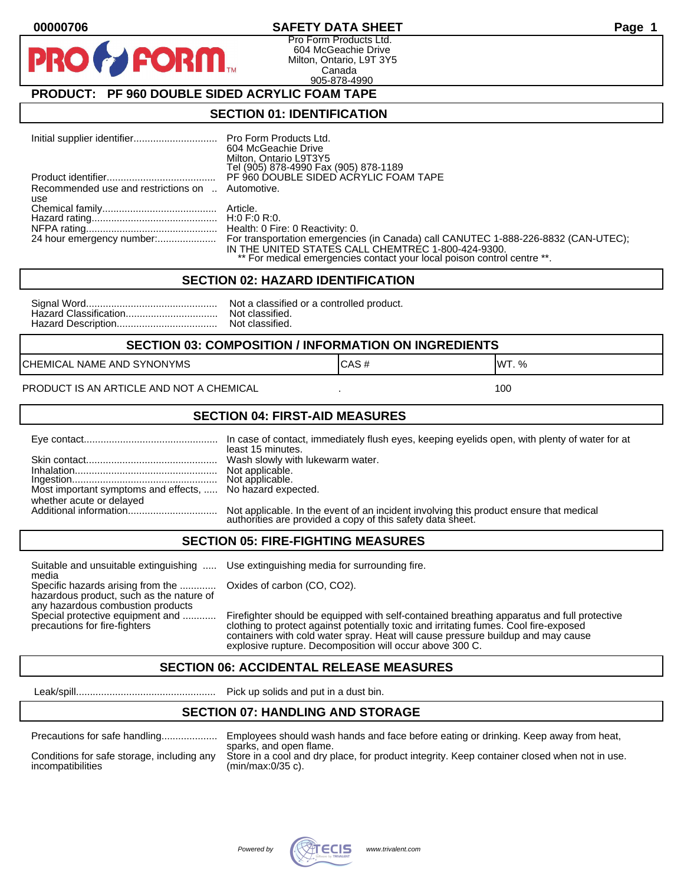00000706 **SAFETY DATA SHEET**

Pro Form Products Ltd.
604 McGeachie Drive
Milton, Ontario, L9T 3Y5
Canada
905-878-4990

## PRODUCT: PF 960 DOUBLE SIDED ACRYLIC FOAM TAPE

## SECTION 01: IDENTIFICATION

| | |
|---|---|
| Initial supplier identifier | Pro Form Products Ltd.<br>604 McGeachie Drive<br>Milton, Ontario L9T3Y5<br>Tel (905) 878-4990 Fax (905) 878-1189 |
| Product identifier | PF 960 DOUBLE SIDED ACRYLIC FOAM TAPE |
| Recommended use and restrictions on use | Automotive. |
| Chemical family | Article. |
| Hazard rating | H:0 F:0 R:0. |
| NFPA rating | Health: 0 Fire: 0 Reactivity: 0. |
| 24 hour emergency number: | For transportation emergencies (in Canada) call CANUTEC 1-888-226-8832 (CAN-UTEC); IN THE UNITED STATES CALL CHEMTREC 1-800-424-9300.<br>** For medical emergencies contact your local poison control centre **. |

## SECTION 02: HAZARD IDENTIFICATION

| | |
|---|---|
| Signal Word | Not a classified or a controlled product. |
| Hazard Classification | Not classified. |
| Hazard Description | Not classified. |

## SECTION 03: COMPOSITION / INFORMATION ON INGREDIENTS

| CHEMICAL NAME AND SYNONYMS | CAS # | WT. % |
|---|---|---|
| PRODUCT IS AN ARTICLE AND NOT A CHEMICAL | . | 100 |

## SECTION 04: FIRST-AID MEASURES

| | |
|---|---|
| Eye contact | In case of contact, immediately flush eyes, keeping eyelids open, with plenty of water for at least 15 minutes. |
| Skin contact | Wash slowly with lukewarm water. |
| Inhalation | Not applicable. |
| Ingestion | Not applicable. |
| Most important symptoms and effects, whether acute or delayed | No hazard expected. |
| Additional information | Not applicable. In the event of an incident involving this product ensure that medical authorities are provided a copy of this safety data sheet. |

## SECTION 05: FIRE-FIGHTING MEASURES

| | |
|---|---|
| Suitable and unsuitable extinguishing media | Use extinguishing media for surrounding fire. |
| Specific hazards arising from the hazardous product, such as the nature of any hazardous combustion products | Oxides of carbon (CO, $CO_2$). |
| Special protective equipment and precautions for fire-fighters | Firefighter should be equipped with self-contained breathing apparatus and full protective clothing to protect against potentially toxic and irritating fumes. Cool fire-exposed containers with cold water spray. Heat will cause pressure buildup and may cause explosive rupture. Decomposition will occur above 300 C. |

## SECTION 06: ACCIDENTAL RELEASE MEASURES

| | |
|---|---|
| Leak/spill | Pick up solids and put in a dust bin. |

## SECTION 07: HANDLING AND STORAGE

| | |
|---|---|
| Precautions for safe handling | Employees should wash hands and face before eating or drinking. Keep away from heat, sparks, and open flame. |
| Conditions for safe storage, including any incompatibilities | Store in a cool and dry place, for product integrity. Keep container closed when not in use. (min/max:0/35 c). |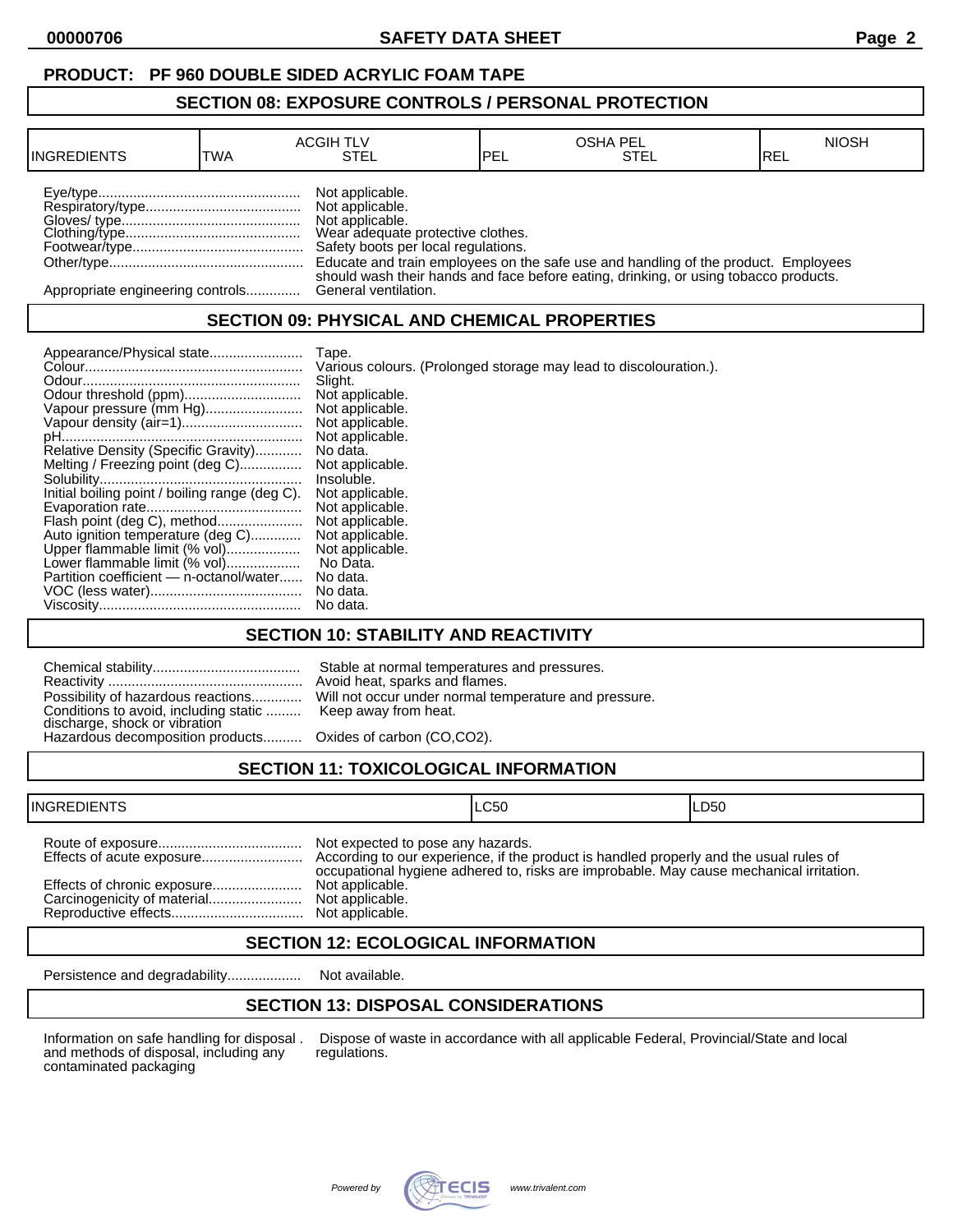**PRODUCT: PF 960 DOUBLE SIDED ACRYLIC FOAM TAPE**

## SECTION 08: EXPOSURE CONTROLS / PERSONAL PROTECTION

| INGREDIENTS | ACGIH TLV | | OSHA PEL | | NIOSH |
|---|---|---|---|---|---|
| | TWA | STEL | PEL | STEL | REL |

Eye/type.................................................... Not applicable.
Respiratory/type........................................ Not applicable.
Gloves/ type............................................. Not applicable.
Clothing/type............................................. Wear adequate protective clothes.
Footwear/type........................................... Safety boots per local regulations.
Other/type.................................................. Educate and train employees on the safe use and handling of the product. Employees should wash their hands and face before eating, drinking, or using tobacco products.
Appropriate engineering controls.............. General ventilation.

## SECTION 09: PHYSICAL AND CHEMICAL PROPERTIES

Appearance/Physical state........................ Tape.
Colour........................................................ Various colours. (Prolonged storage may lead to discolouration.).
Odour......................................................... Slight.
Odour threshold (ppm).............................. Not applicable.
Vapour pressure (mm Hg)......................... Not applicable.
Vapour density (air=1)............................... Not applicable.
pH.............................................................. Not applicable.
Relative Density (Specific Gravity)............ No data.
Melting / Freezing point (deg C)................ Not applicable.
Solubility.................................................... Insoluble.
Initial boiling point / boiling range (deg C). Not applicable.
Evaporation rate........................................ Not applicable.
Flash point (deg C), method...................... Not applicable.
Auto ignition temperature (deg C)............. Not applicable.
Upper flammable limit (% vol)................... Not applicable.
Lower flammable limit (% vol)................... No Data.
Partition coefficient — n-octanol/water...... No data.
VOC (less water)....................................... No data.
Viscosity.................................................... No data.

## SECTION 10: STABILITY AND REACTIVITY

Chemical stability...................................... Stable at normal temperatures and pressures.
Reactivity .................................................. Avoid heat, sparks and flames.
Possibility of hazardous reactions............. Will not occur under normal temperature and pressure.
Conditions to avoid, including static discharge, shock or vibration ......... Keep away from heat.
Hazardous decomposition products.......... Oxides of carbon (CO,CO2).

## SECTION 11: TOXICOLOGICAL INFORMATION

| INGREDIENTS | LC50 | LD50 |
|---|---|---|

Route of exposure..................................... Not expected to pose any hazards.
Effects of acute exposure.......................... According to our experience, if the product is handled properly and the usual rules of occupational hygiene adhered to, risks are improbable. May cause mechanical irritation.
Effects of chronic exposure....................... Not applicable.
Carcinogenicity of material........................ Not applicable.
Reproductive effects.................................. Not applicable.

## SECTION 12: ECOLOGICAL INFORMATION

Persistence and degradability................... Not available.

## SECTION 13: DISPOSAL CONSIDERATIONS

Information on safe handling for disposal and methods of disposal, including any contaminated packaging . Dispose of waste in accordance with all applicable Federal, Provincial/State and local regulations.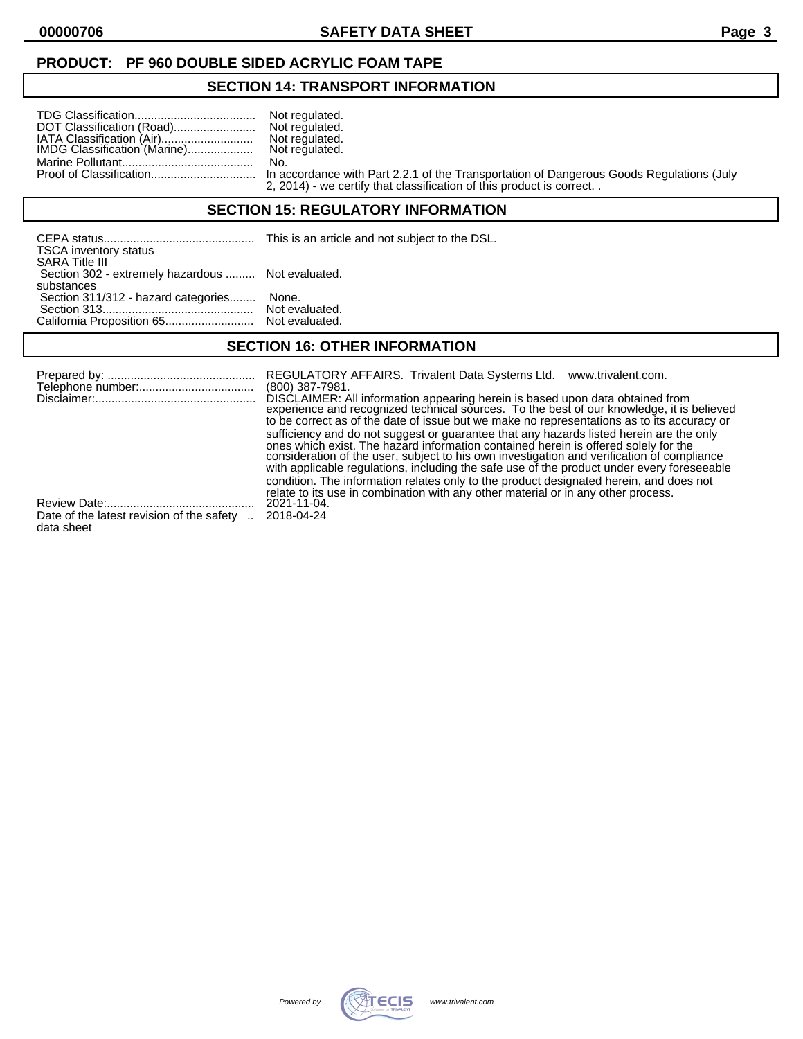**PRODUCT: PF 960 DOUBLE SIDED ACRYLIC FOAM TAPE**

## SECTION 14: TRANSPORT INFORMATION

| | |
|---|---|
| TDG Classification | Not regulated. |
| DOT Classification (Road) | Not regulated. |
| IATA Classification (Air) | Not regulated. |
| IMDG Classification (Marine) | Not regulated. |
| Marine Pollutant | No. |
| Proof of Classification | In accordance with Part 2.2.1 of the Transportation of Dangerous Goods Regulations (July 2, 2014) - we certify that classification of this product is correct. . |

## SECTION 15: REGULATORY INFORMATION

| | |
|---|---|
| CEPA status | This is an article and not subject to the DSL. |
| TSCA inventory status | |
| SARA Title III | |
| Section 302 - extremely hazardous substances | Not evaluated. |
| Section 311/312 - hazard categories | None. |
| Section 313 | Not evaluated. |
| California Proposition 65 | Not evaluated. |

## SECTION 16: OTHER INFORMATION

| | |
|---|---|
| Prepared by: | REGULATORY AFFAIRS. Trivalent Data Systems Ltd. www.trivalent.com. |
| Telephone number: | (800) 387-7981. |
| Disclaimer: | DISCLAIMER: All information appearing herein is based upon data obtained from experience and recognized technical sources. To the best of our knowledge, it is believed to be correct as of the date of issue but we make no representations as to its accuracy or sufficiency and do not suggest or guarantee that any hazards listed herein are the only ones which exist. The hazard information contained herein is offered solely for the consideration of the user, subject to his own investigation and verification of compliance with applicable regulations, including the safe use of the product under every foreseeable condition. The information relates only to the product designated herein, and does not relate to its use in combination with any other material or in any other process. |
| Review Date: | 2021-11-04. |
| Date of the latest revision of the safety data sheet | 2018-04-24 |